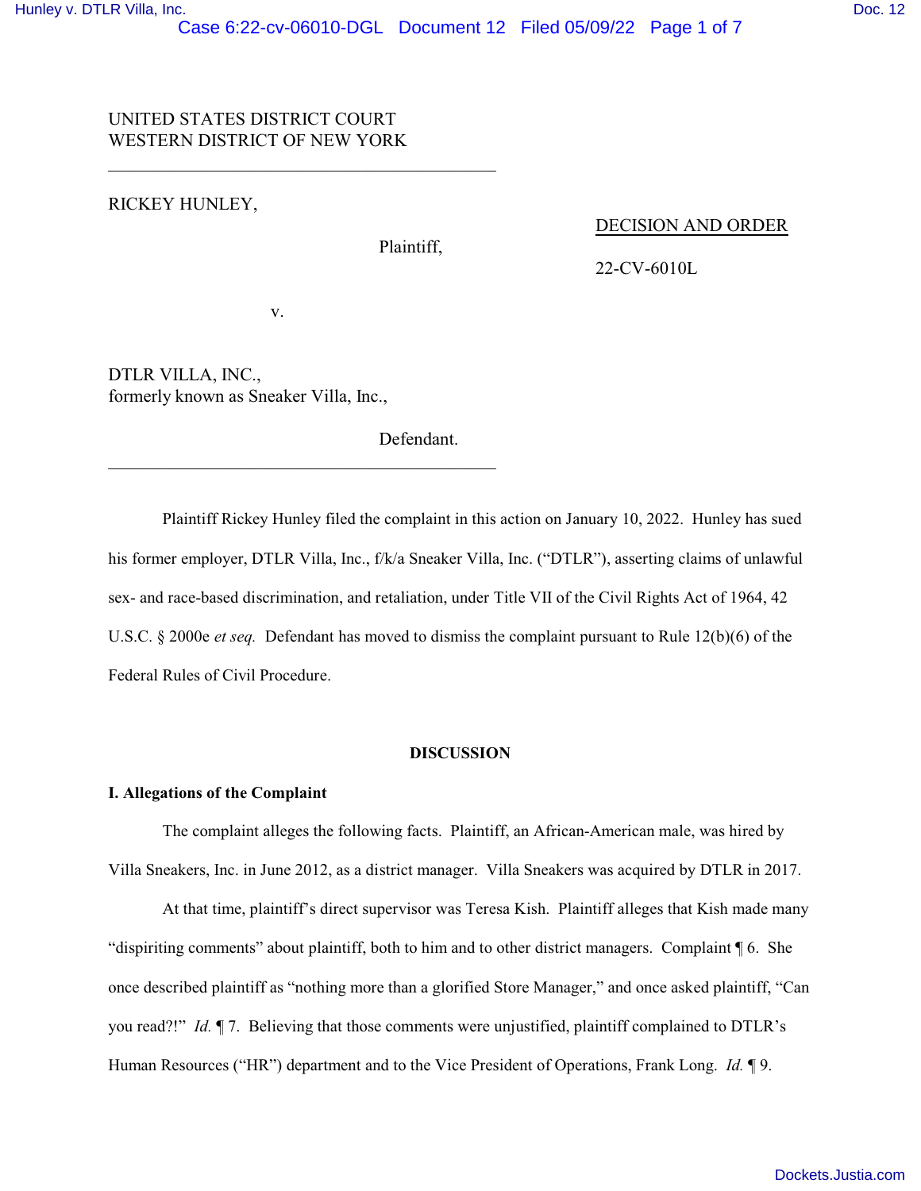UNITED STATES DISTRICT COURT
WESTERN DISTRICT OF NEW YORK

---

RICKEY HUNLEY,

Plaintiff,

**DECISION AND ORDER**

22-CV-6010L

v.

DTLR VILLA, INC.,
formerly known as Sneaker Villa, Inc.,

Defendant.

---

Plaintiff Rickey Hunley filed the complaint in this action on January 10, 2022. Hunley has sued his former employer, DTLR Villa, Inc., f/k/a Sneaker Villa, Inc. ("DTLR"), asserting claims of unlawful sex- and race-based discrimination, and retaliation, under Title VII of the Civil Rights Act of 1964, 42 U.S.C. § 2000e *et seq.* Defendant has moved to dismiss the complaint pursuant to Rule 12(b)(6) of the Federal Rules of Civil Procedure.

## DISCUSSION

### I. Allegations of the Complaint

The complaint alleges the following facts. Plaintiff, an African-American male, was hired by Villa Sneakers, Inc. in June 2012, as a district manager. Villa Sneakers was acquired by DTLR in 2017.

At that time, plaintiff's direct supervisor was Teresa Kish. Plaintiff alleges that Kish made many "dispiriting comments" about plaintiff, both to him and to other district managers. Complaint ¶ 6. She once described plaintiff as "nothing more than a glorified Store Manager," and once asked plaintiff, "Can you read?!" *Id.* ¶ 7. Believing that those comments were unjustified, plaintiff complained to DTLR's Human Resources ("HR") department and to the Vice President of Operations, Frank Long. *Id.* ¶ 9.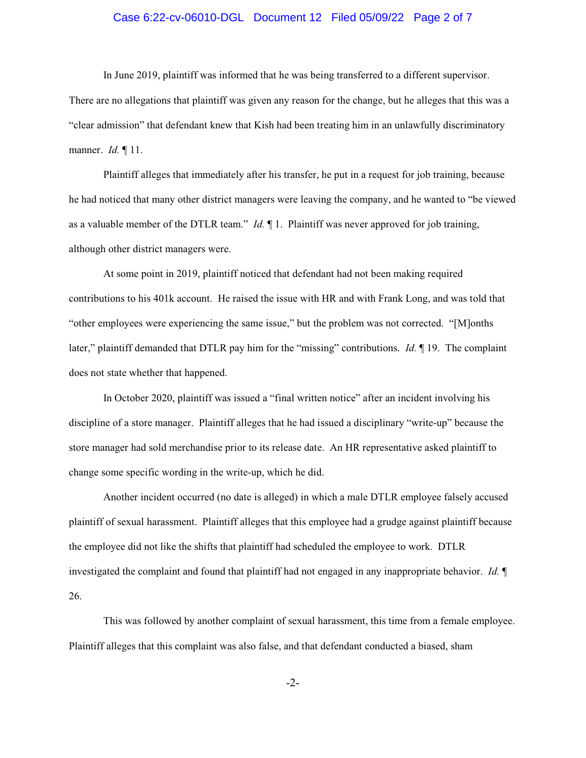In June 2019, plaintiff was informed that he was being transferred to a different supervisor. There are no allegations that plaintiff was given any reason for the change, but he alleges that this was a "clear admission" that defendant knew that Kish had been treating him in an unlawfully discriminatory manner. *Id.* ¶ 11.

Plaintiff alleges that immediately after his transfer, he put in a request for job training, because he had noticed that many other district managers were leaving the company, and he wanted to "be viewed as a valuable member of the DTLR team." *Id.* ¶ 1. Plaintiff was never approved for job training, although other district managers were.

At some point in 2019, plaintiff noticed that defendant had not been making required contributions to his 401k account. He raised the issue with HR and with Frank Long, and was told that "other employees were experiencing the same issue," but the problem was not corrected. "[M]onths later," plaintiff demanded that DTLR pay him for the "missing" contributions. *Id.* ¶ 19. The complaint does not state whether that happened.

In October 2020, plaintiff was issued a "final written notice" after an incident involving his discipline of a store manager. Plaintiff alleges that he had issued a disciplinary "write-up" because the store manager had sold merchandise prior to its release date. An HR representative asked plaintiff to change some specific wording in the write-up, which he did.

Another incident occurred (no date is alleged) in which a male DTLR employee falsely accused plaintiff of sexual harassment. Plaintiff alleges that this employee had a grudge against plaintiff because the employee did not like the shifts that plaintiff had scheduled the employee to work. DTLR investigated the complaint and found that plaintiff had not engaged in any inappropriate behavior. *Id.* ¶ 26.

This was followed by another complaint of sexual harassment, this time from a female employee. Plaintiff alleges that this complaint was also false, and that defendant conducted a biased, sham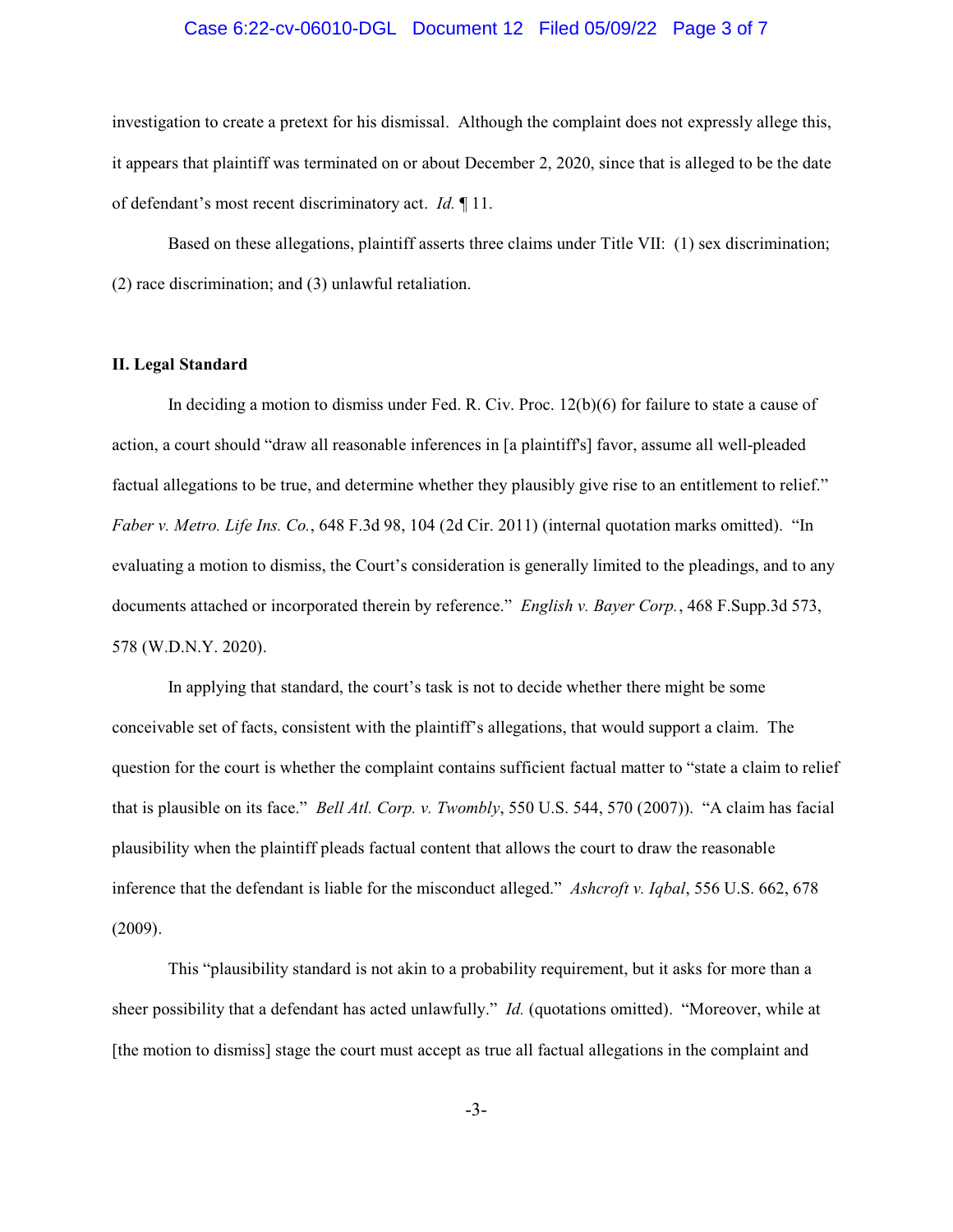investigation to create a pretext for his dismissal. Although the complaint does not expressly allege this, it appears that plaintiff was terminated on or about December 2, 2020, since that is alleged to be the date of defendant's most recent discriminatory act. *Id.* ¶ 11.

Based on these allegations, plaintiff asserts three claims under Title VII: (1) sex discrimination; (2) race discrimination; and (3) unlawful retaliation.

**II. Legal Standard**

In deciding a motion to dismiss under Fed. R. Civ. Proc. 12(b)(6) for failure to state a cause of action, a court should "draw all reasonable inferences in [a plaintiff's] favor, assume all well-pleaded factual allegations to be true, and determine whether they plausibly give rise to an entitlement to relief." *Faber v. Metro. Life Ins. Co.*, 648 F.3d 98, 104 (2d Cir. 2011) (internal quotation marks omitted). "In evaluating a motion to dismiss, the Court's consideration is generally limited to the pleadings, and to any documents attached or incorporated therein by reference." *English v. Bayer Corp.*, 468 F.Supp.3d 573, 578 (W.D.N.Y. 2020).

In applying that standard, the court's task is not to decide whether there might be some conceivable set of facts, consistent with the plaintiff's allegations, that would support a claim. The question for the court is whether the complaint contains sufficient factual matter to "state a claim to relief that is plausible on its face." *Bell Atl. Corp. v. Twombly*, 550 U.S. 544, 570 (2007)). "A claim has facial plausibility when the plaintiff pleads factual content that allows the court to draw the reasonable inference that the defendant is liable for the misconduct alleged." *Ashcroft v. Iqbal*, 556 U.S. 662, 678 (2009).

This "plausibility standard is not akin to a probability requirement, but it asks for more than a sheer possibility that a defendant has acted unlawfully." *Id.* (quotations omitted). "Moreover, while at [the motion to dismiss] stage the court must accept as true all factual allegations in the complaint and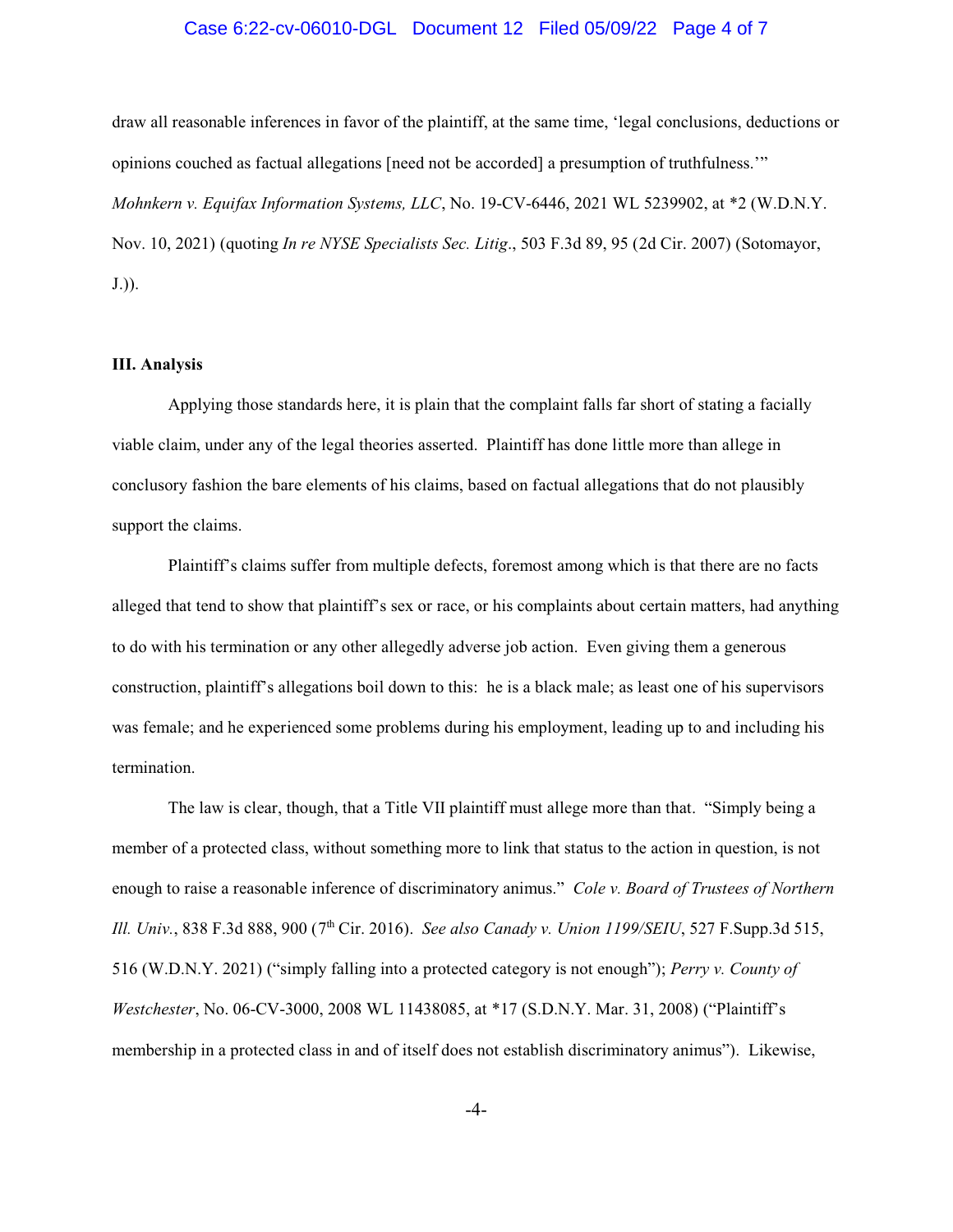draw all reasonable inferences in favor of the plaintiff, at the same time, 'legal conclusions, deductions or opinions couched as factual allegations [need not be accorded] a presumption of truthfulness.'" *Mohnkern v. Equifax Information Systems, LLC*, No. 19-CV-6446, 2021 WL 5239902, at *2 (W.D.N.Y. Nov. 10, 2021) (quoting *In re NYSE Specialists Sec. Litig*., 503 F.3d 89, 95 (2d Cir. 2007) (Sotomayor, J.)).

**III. Analysis**

Applying those standards here, it is plain that the complaint falls far short of stating a facially viable claim, under any of the legal theories asserted. Plaintiff has done little more than allege in conclusory fashion the bare elements of his claims, based on factual allegations that do not plausibly support the claims.

Plaintiff's claims suffer from multiple defects, foremost among which is that there are no facts alleged that tend to show that plaintiff's sex or race, or his complaints about certain matters, had anything to do with his termination or any other allegedly adverse job action. Even giving them a generous construction, plaintiff's allegations boil down to this: he is a black male; as least one of his supervisors was female; and he experienced some problems during his employment, leading up to and including his termination.

The law is clear, though, that a Title VII plaintiff must allege more than that. "Simply being a member of a protected class, without something more to link that status to the action in question, is not enough to raise a reasonable inference of discriminatory animus." *Cole v. Board of Trustees of Northern Ill. Univ.*, 838 F.3d 888, 900 (7th Cir. 2016). *See also Canady v. Union 1199/SEIU*, 527 F.Supp.3d 515, 516 (W.D.N.Y. 2021) ("simply falling into a protected category is not enough"); *Perry v. County of Westchester*, No. 06-CV-3000, 2008 WL 11438085, at *17 (S.D.N.Y. Mar. 31, 2008) ("Plaintiff's membership in a protected class in and of itself does not establish discriminatory animus"). Likewise,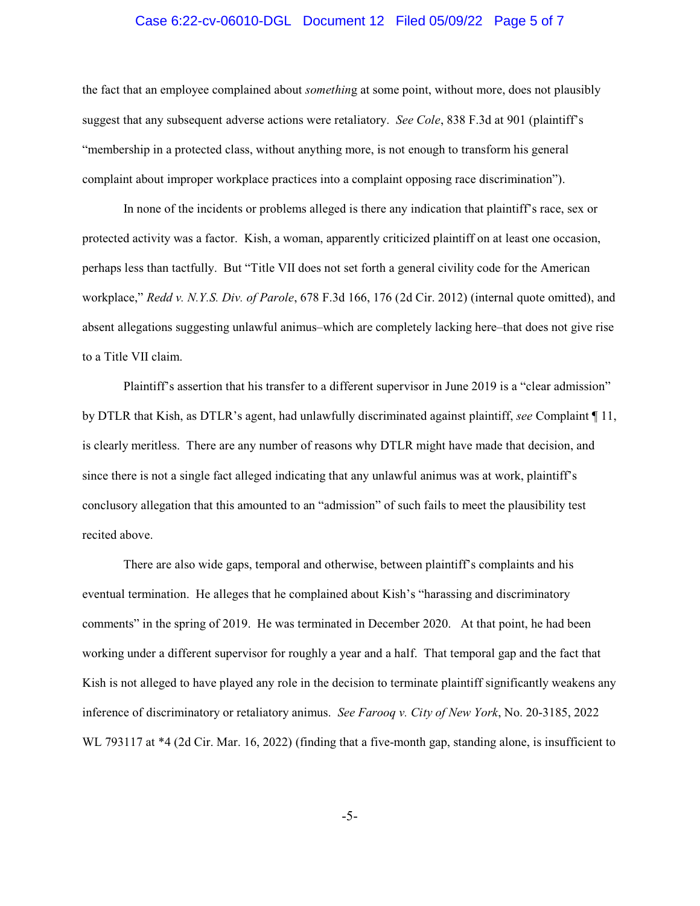the fact that an employee complained about *something* at some point, without more, does not plausibly suggest that any subsequent adverse actions were retaliatory. *See Cole*, 838 F.3d at 901 (plaintiff's "membership in a protected class, without anything more, is not enough to transform his general complaint about improper workplace practices into a complaint opposing race discrimination").

In none of the incidents or problems alleged is there any indication that plaintiff's race, sex or protected activity was a factor. Kish, a woman, apparently criticized plaintiff on at least one occasion, perhaps less than tactfully. But "Title VII does not set forth a general civility code for the American workplace," *Redd v. N.Y.S. Div. of Parole*, 678 F.3d 166, 176 (2d Cir. 2012) (internal quote omitted), and absent allegations suggesting unlawful animus–which are completely lacking here–that does not give rise to a Title VII claim.

Plaintiff's assertion that his transfer to a different supervisor in June 2019 is a "clear admission" by DTLR that Kish, as DTLR's agent, had unlawfully discriminated against plaintiff, *see* Complaint ¶ 11, is clearly meritless. There are any number of reasons why DTLR might have made that decision, and since there is not a single fact alleged indicating that any unlawful animus was at work, plaintiff's conclusory allegation that this amounted to an "admission" of such fails to meet the plausibility test recited above.

There are also wide gaps, temporal and otherwise, between plaintiff's complaints and his eventual termination. He alleges that he complained about Kish's "harassing and discriminatory comments" in the spring of 2019. He was terminated in December 2020. At that point, he had been working under a different supervisor for roughly a year and a half. That temporal gap and the fact that Kish is not alleged to have played any role in the decision to terminate plaintiff significantly weakens any inference of discriminatory or retaliatory animus. *See Farooq v. City of New York*, No. 20-3185, 2022 WL 793117 at *4 (2d Cir. Mar. 16, 2022) (finding that a five-month gap, standing alone, is insufficient to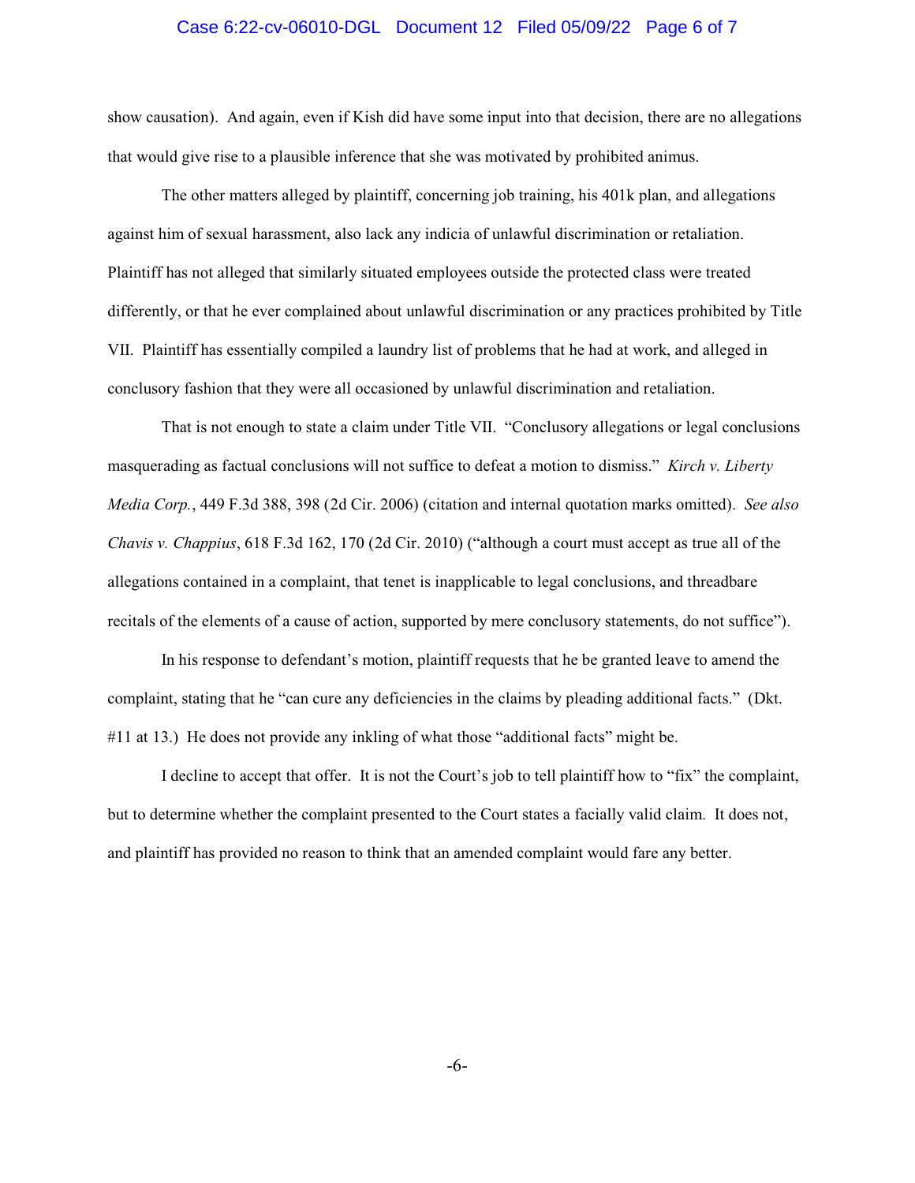show causation). And again, even if Kish did have some input into that decision, there are no allegations that would give rise to a plausible inference that she was motivated by prohibited animus.

The other matters alleged by plaintiff, concerning job training, his 401k plan, and allegations against him of sexual harassment, also lack any indicia of unlawful discrimination or retaliation. Plaintiff has not alleged that similarly situated employees outside the protected class were treated differently, or that he ever complained about unlawful discrimination or any practices prohibited by Title VII. Plaintiff has essentially compiled a laundry list of problems that he had at work, and alleged in conclusory fashion that they were all occasioned by unlawful discrimination and retaliation.

That is not enough to state a claim under Title VII. "Conclusory allegations or legal conclusions masquerading as factual conclusions will not suffice to defeat a motion to dismiss." *Kirch v. Liberty Media Corp.*, 449 F.3d 388, 398 (2d Cir. 2006) (citation and internal quotation marks omitted). *See also Chavis v. Chappius*, 618 F.3d 162, 170 (2d Cir. 2010) ("although a court must accept as true all of the allegations contained in a complaint, that tenet is inapplicable to legal conclusions, and threadbare recitals of the elements of a cause of action, supported by mere conclusory statements, do not suffice").

In his response to defendant's motion, plaintiff requests that he be granted leave to amend the complaint, stating that he "can cure any deficiencies in the claims by pleading additional facts." (Dkt. #11 at 13.) He does not provide any inkling of what those "additional facts" might be.

I decline to accept that offer. It is not the Court's job to tell plaintiff how to "fix" the complaint, but to determine whether the complaint presented to the Court states a facially valid claim. It does not, and plaintiff has provided no reason to think that an amended complaint would fare any better.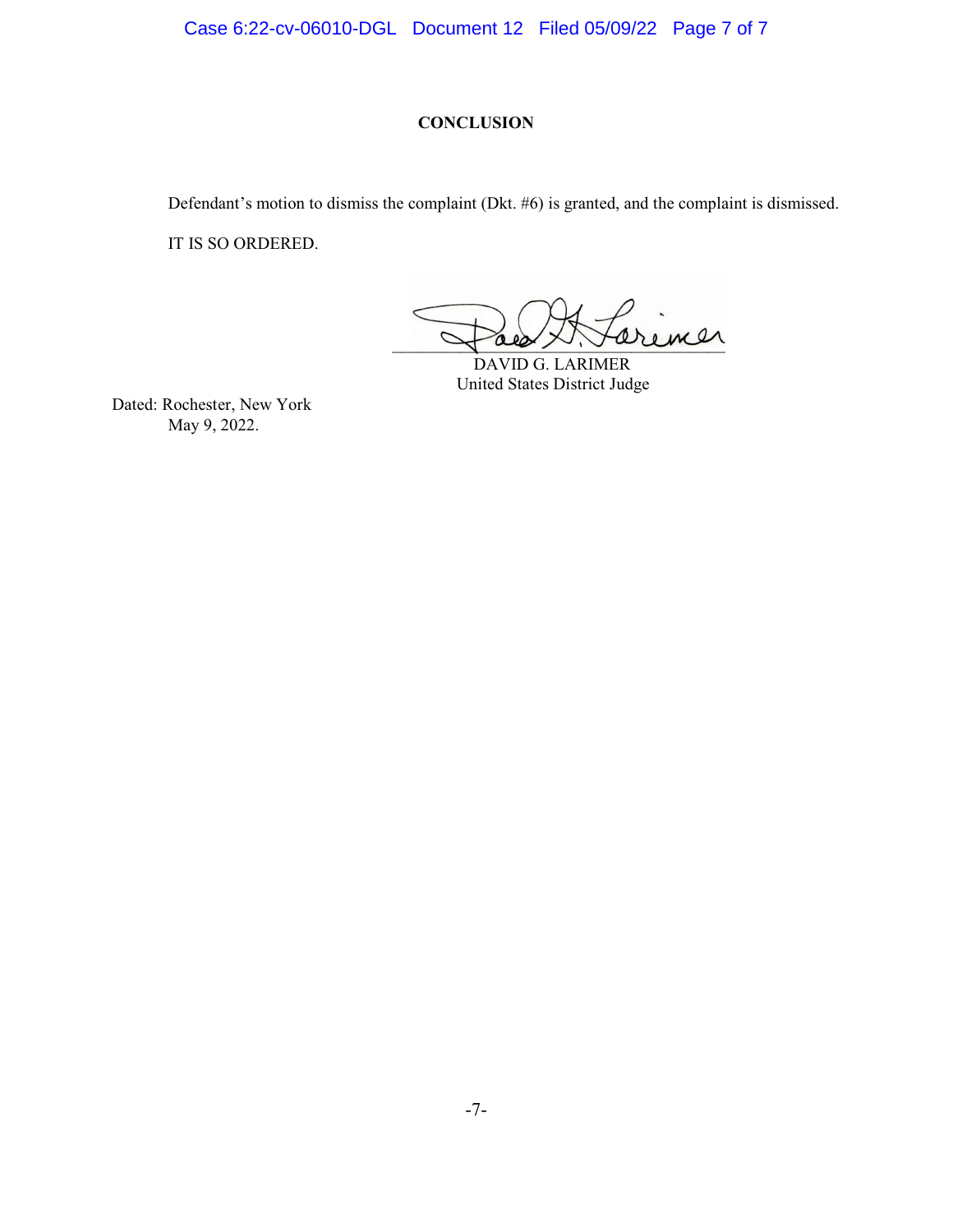## CONCLUSION

Defendant's motion to dismiss the complaint (Dkt. #6) is granted, and the complaint is dismissed.

IT IS SO ORDERED.

DAVID G. LARIMER
United States District Judge

Dated: Rochester, New York
May 9, 2022.